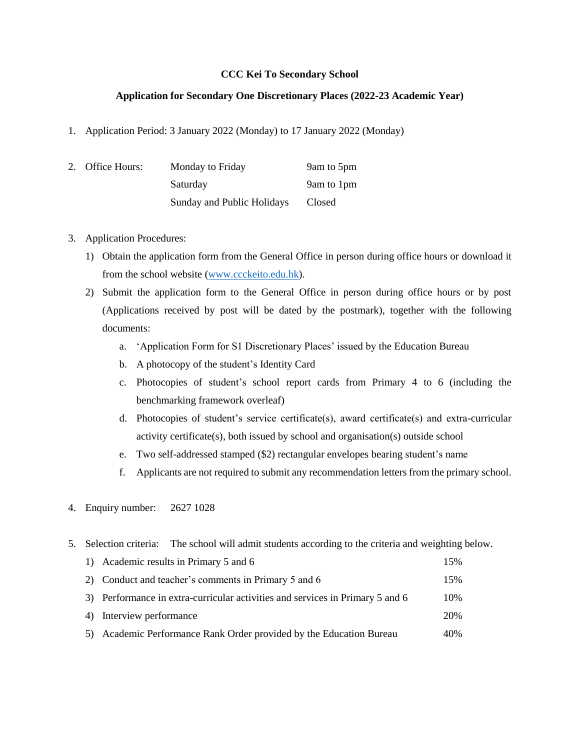**CCC Kei To Secondary School**

**Application for Secondary One Discretionary Places (2022-23 Academic Year)**

1. Application Period: 3 January 2022 (Monday) to 17 January 2022 (Monday)

2. Office Hours:

| | |
|---|---|
| Monday to Friday | 9am to 5pm |
| Saturday | 9am to 1pm |
| Sunday and Public Holidays | Closed |

3. Application Procedures:
   1) Obtain the application form from the General Office in person during office hours or download it from the school website (www.ccckeito.edu.hk).
   2) Submit the application form to the General Office in person during office hours or by post (Applications received by post will be dated by the postmark), together with the following documents:
      a. 'Application Form for S1 Discretionary Places' issued by the Education Bureau
      b. A photocopy of the student's Identity Card
      c. Photocopies of student's school report cards from Primary 4 to 6 (including the benchmarking framework overleaf)
      d. Photocopies of student's service certificate(s), award certificate(s) and extra-curricular activity certificate(s), both issued by school and organisation(s) outside school
      e. Two self-addressed stamped ($2) rectangular envelopes bearing student's name
      f. Applicants are not required to submit any recommendation letters from the primary school.

4. Enquiry number: 2627 1028

5. Selection criteria: The school will admit students according to the criteria and weighting below.

| | Criteria | Weighting |
|---|---|---|
| 1) | Academic results in Primary 5 and 6 | 15% |
| 2) | Conduct and teacher's comments in Primary 5 and 6 | 15% |
| 3) | Performance in extra-curricular activities and services in Primary 5 and 6 | 10% |
| 4) | Interview performance | 20% |
| 5) | Academic Performance Rank Order provided by the Education Bureau | 40% |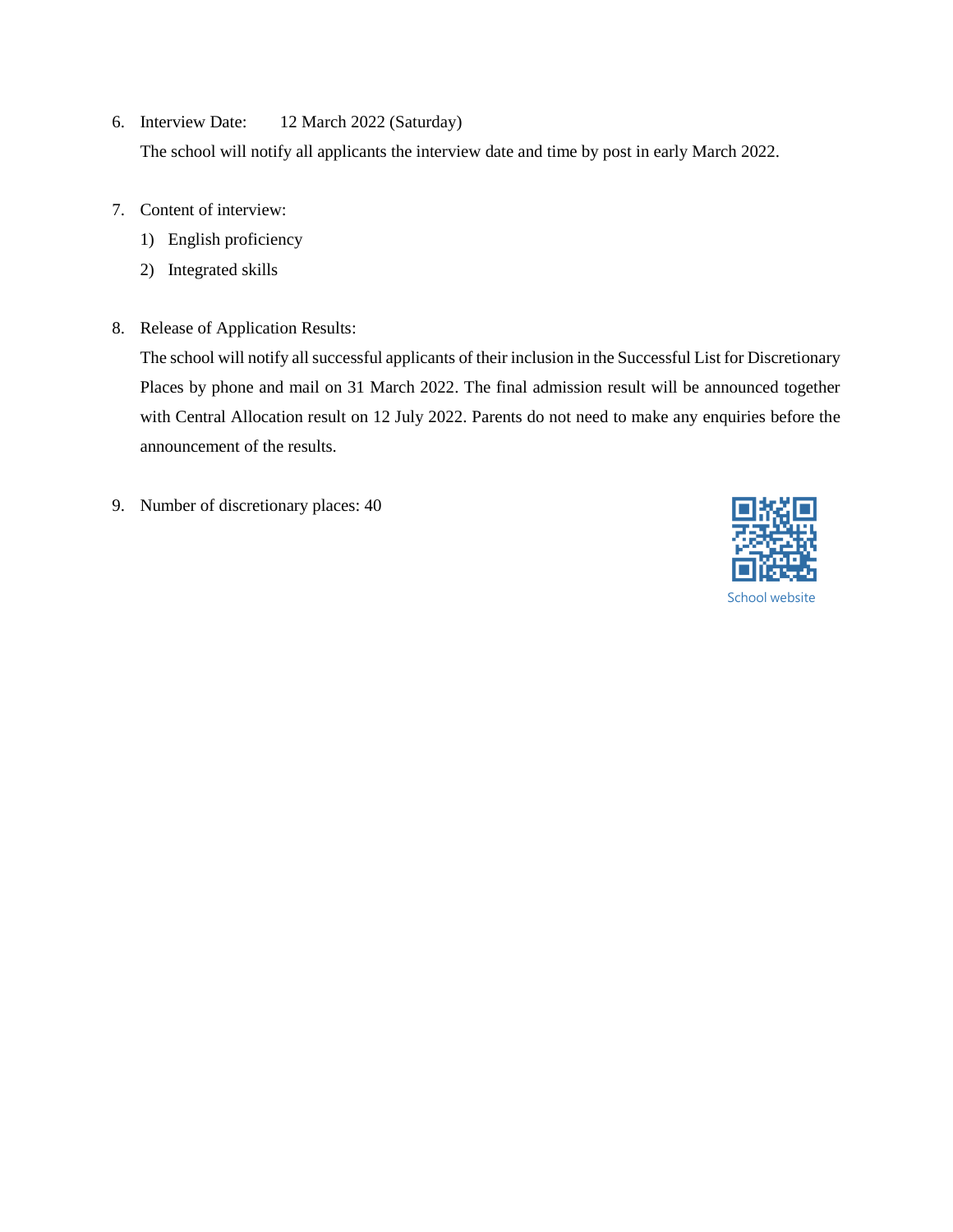6. Interview Date: 12 March 2022 (Saturday)

   The school will notify all applicants the interview date and time by post in early March 2022.

7. Content of interview:

   1) English proficiency
   2) Integrated skills

8. Release of Application Results:

   The school will notify all successful applicants of their inclusion in the Successful List for Discretionary Places by phone and mail on 31 March 2022. The final admission result will be announced together with Central Allocation result on 12 July 2022. Parents do not need to make any enquiries before the announcement of the results.

9. Number of discretionary places: 40

School website